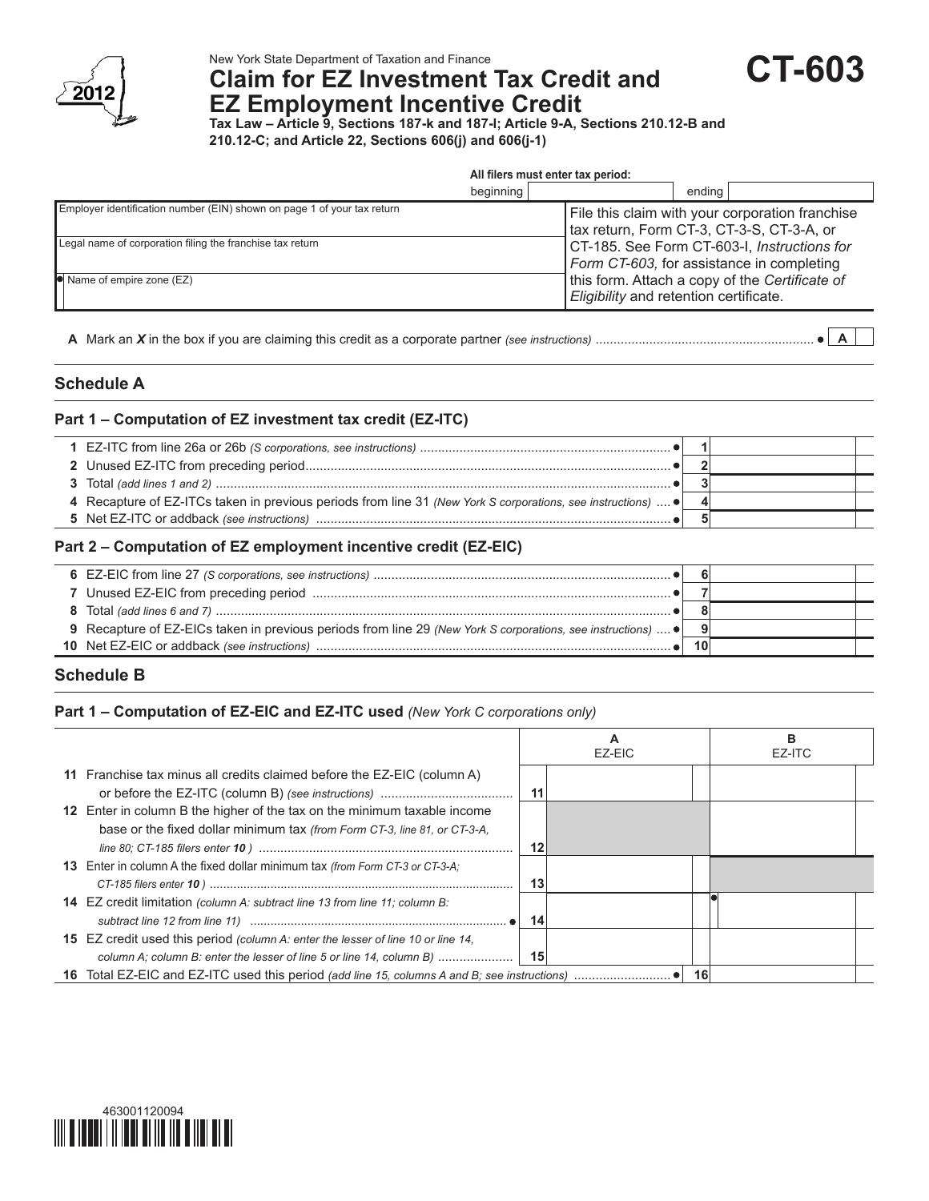2012

New York State Department of Taxation and Finance

# Claim for EZ Investment Tax Credit and EZ Employment Incentive Credit

# CT-603

**Tax Law – Article 9, Sections 187-k and 187-l; Article 9-A, Sections 210.12-B and 210.12-C; and Article 22, Sections 606(j) and 606(j-1)**

**All filers must enter tax period:**

beginning ending

| | |
|---|---|
| Employer identification number (EIN) shown on page 1 of your tax return | File this claim with your corporation franchise tax return, Form CT-3, CT-3-S, CT-3-A, or CT-185. See Form CT-603-I, *Instructions for Form CT-603,* for assistance in completing this form. Attach a copy of the *Certificate of Eligibility* and retention certificate. |
| Legal name of corporation filing the franchise tax return | |
| ● Name of empire zone (EZ) | |

**A** Mark an *X* in the box if you are claiming this credit as a corporate partner *(see instructions)* ● **A**

## Schedule A

### Part 1 – Computation of EZ investment tax credit (EZ-ITC)

| | | |
|---|---|---|
| **1** EZ-ITC from line 26a or 26b *(S corporations, see instructions)* ● | 1 | |
| **2** Unused EZ-ITC from preceding period ● | 2 | |
| **3** Total *(add lines 1 and 2)* ● | 3 | |
| **4** Recapture of EZ-ITCs taken in previous periods from line 31 *(New York S corporations, see instructions)* ● | 4 | |
| **5** Net EZ-ITC or addback *(see instructions)* ● | 5 | |

### Part 2 – Computation of EZ employment incentive credit (EZ-EIC)

| | | |
|---|---|---|
| **6** EZ-EIC from line 27 *(S corporations, see instructions)* ● | 6 | |
| **7** Unused EZ-EIC from preceding period ● | 7 | |
| **8** Total *(add lines 6 and 7)* ● | 8 | |
| **9** Recapture of EZ-EICs taken in previous periods from line 29 *(New York S corporations, see instructions)* ● | 9 | |
| **10** Net EZ-EIC or addback *(see instructions)* ● | 10 | |

## Schedule B

### Part 1 – Computation of EZ-EIC and EZ-ITC used *(New York C corporations only)*

| | | A EZ-EIC | B EZ-ITC |
|---|---|---|---|
| **11** Franchise tax minus all credits claimed before the EZ-EIC (column A) or before the EZ-ITC (column B) *(see instructions)* | 11 | | |
| **12** Enter in column B the higher of the tax on the minimum taxable income base or the fixed dollar minimum tax *(from Form CT-3, line 81, or CT-3-A, line 80; CT-185 filers enter* ***10*** *)* | 12 | | |
| **13** Enter in column A the fixed dollar minimum tax *(from Form CT-3 or CT-3-A; CT-185 filers enter* ***10*** *)* | 13 | | |
| **14** EZ credit limitation *(column A: subtract line 13 from line 11; column B: subtract line 12 from line 11)* ● | 14 | | ● |
| **15** EZ credit used this period *(column A: enter the lesser of line 10 or line 14, column A; column B: enter the lesser of line 5 or line 14, column B)* | 15 | | |
| **16** Total EZ-EIC and EZ-ITC used this period *(add line 15, columns A and B; see instructions)* ● | 16 | | |

463001120094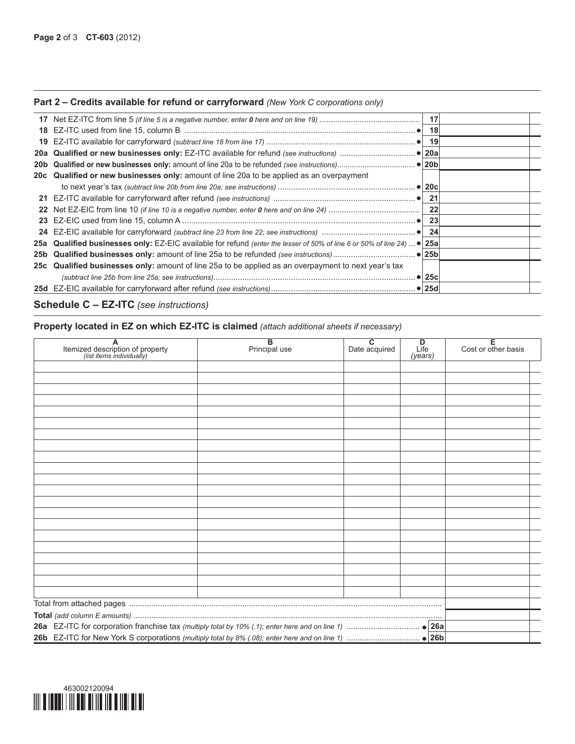## Part 2 – Credits available for refund or carryforward *(New York C corporations only)*

| | | | |
|---|---|---|---|
| **17** | Net EZ-ITC from line 5 *(if line 5 is a negative number, enter **0** here and on line 19)* | 17 | |
| **18** | EZ-ITC used from line 15, column B ● | 18 | |
| **19** | EZ-ITC available for carryforward *(subtract line 18 from line 17)* ● | 19 | |
| **20a** | **Qualified or new businesses only:** EZ-ITC available for refund *(see instructions)* ● | 20a | |
| **20b** | **Qualified or new businesses only:** amount of line 20a to be refunded *(see instructions)* ● | 20b | |
| **20c** | **Qualified or new businesses only:** amount of line 20a to be applied as an overpayment to next year's tax *(subtract line 20b from line 20a; see instructions)* ● | 20c | |
| **21** | EZ-ITC available for carryforward after refund *(see instructions)* ● | 21 | |
| **22** | Net EZ-EIC from line 10 *(if line 10 is a negative number, enter **0** here and on line 24)* | 22 | |
| **23** | EZ-EIC used from line 15, column A ● | 23 | |
| **24** | EZ-EIC available for carryforward *(subtract line 23 from line 22; see instructions)* ● | 24 | |
| **25a** | **Qualified businesses only:** EZ-EIC available for refund *(enter the lesser of 50% of line 6 or 50% of line 24)* ● | 25a | |
| **25b** | **Qualified businesses only:** amount of line 25a to be refunded *(see instructions)* ● | 25b | |
| **25c** | **Qualified businesses only:** amount of line 25a to be applied as an overpayment to next year's tax *(subtract line 25b from line 25a; see instructions)* ● | 25c | |
| **25d** | EZ-EIC available for carryforward after refund *(see instructions)* ● | 25d | |

## Schedule C – EZ-ITC *(see instructions)*

### Property located in EZ on which EZ-ITC is claimed *(attach additional sheets if necessary)*

| A<br>Itemized description of property *(list items individually)* | B<br>Principal use | C<br>Date acquired | D<br>Life *(years)* | E<br>Cost or other basis |
|---|---|---|---|---|
| | | | | |
| | | | | |
| | | | | |
| | | | | |
| | | | | |
| | | | | |
| | | | | |
| | | | | |
| | | | | |
| | | | | |
| | | | | |
| | | | | |
| | | | | |
| | | | | |
| | | | | |
| | | | | |
| | | | | |
| | | | | |
| | | | | |
| | | | | |
| | | | | |
| Total from attached pages | | | | |
| **Total** *(add column E amounts)* | | | | |
| **26a** EZ-ITC for corporation franchise tax *(multiply total by 10% (.1); enter here and on line 1)* ● **26a** | | | | |
| **26b** EZ-ITC for New York S corporations *(multiply total by 8% (.08); enter here and on line 1)* ● **26b** | | | | |

463002120094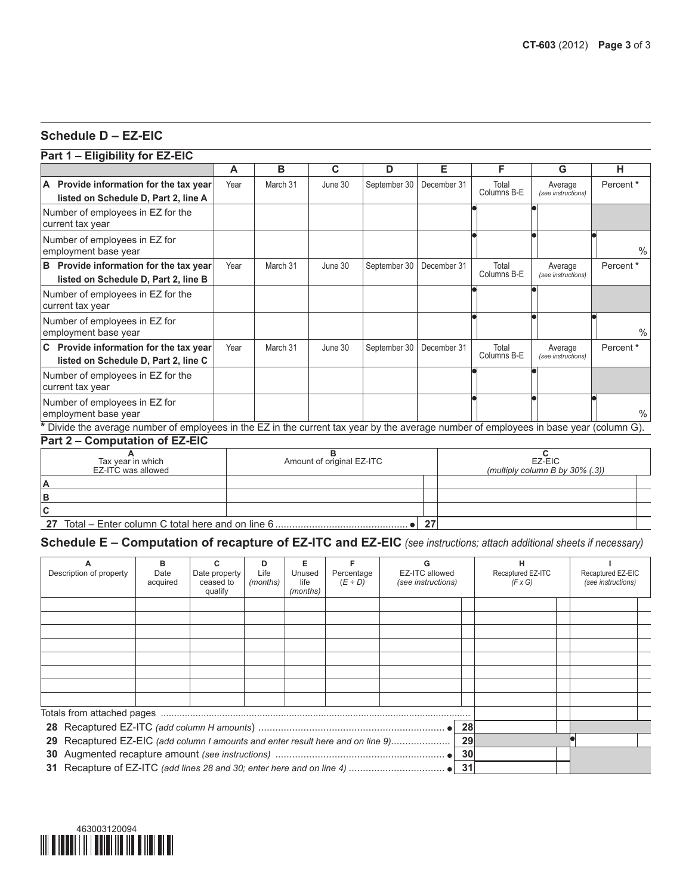## Schedule D – EZ-EIC

### Part 1 – Eligibility for EZ-EIC

| | A | B | C | D | E | F | G | H |
|---|---|---|---|---|---|---|---|---|
| **A Provide information for the tax year listed on Schedule D, Part 2, line A** | Year | March 31 | June 30 | September 30 | December 31 | Total Columns B-E | Average *(see instructions)* | Percent * |
| Number of employees in EZ for the current tax year | | | | | | | | |
| Number of employees in EZ for employment base year | | | | | | | | % |
| **B Provide information for the tax year listed on Schedule D, Part 2, line B** | Year | March 31 | June 30 | September 30 | December 31 | Total Columns B-E | Average *(see instructions)* | Percent * |
| Number of employees in EZ for the current tax year | | | | | | | | |
| Number of employees in EZ for employment base year | | | | | | | | % |
| **C Provide information for the tax year listed on Schedule D, Part 2, line C** | Year | March 31 | June 30 | September 30 | December 31 | Total Columns B-E | Average *(see instructions)* | Percent * |
| Number of employees in EZ for the current tax year | | | | | | | | |
| Number of employees in EZ for employment base year | | | | | | | | % |

* Divide the average number of employees in the EZ in the current tax year by the average number of employees in base year (column G).

### Part 2 – Computation of EZ-EIC

| A Tax year in which EZ-ITC was allowed | B Amount of original EZ-ITC | C EZ-EIC *(multiply column B by 30% (.3))* |
|---|---|---|
| A | | |
| B | | |
| C | | |
| **27** Total – Enter column C total here and on line 6 ........ **27** | | |

## Schedule E – Computation of recapture of EZ-ITC and EZ-EIC *(see instructions; attach additional sheets if necessary)*

| A Description of property | B Date acquired | C Date property ceased to qualify | D Life *(months)* | E Unused life *(months)* | F Percentage *(E ÷ D)* | G EZ-ITC allowed *(see instructions)* | H Recaptured EZ-ITC *(F x G)* | I Recaptured EZ-EIC *(see instructions)* |
|---|---|---|---|---|---|---|---|---|
| | | | | | | | | |
| | | | | | | | | |
| | | | | | | | | |
| | | | | | | | | |
| | | | | | | | | |
| | | | | | | | | |
| | | | | | | | | |
| | | | | | | | | |
| Totals from attached pages ........ | | | | | | | | |

**28** Recaptured EZ-ITC *(add column H amounts)* ........ **28**

**29** Recaptured EZ-EIC *(add column I amounts and enter result here and on line 9)* ........ **29**

**30** Augmented recapture amount *(see instructions)* ........ **30**

**31** Recapture of EZ-ITC *(add lines 28 and 30; enter here and on line 4)* ........ **31**

463003120094